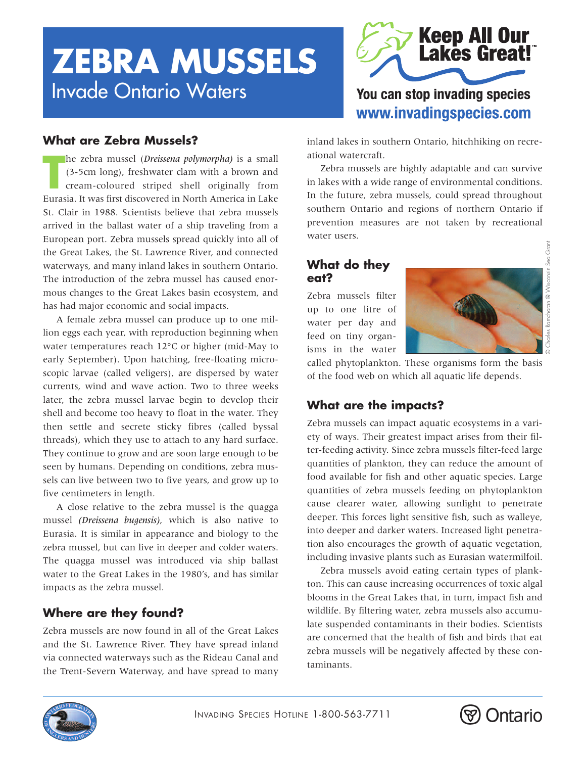# ZEBRA MUSSELS

Invade Ontario Waters

Keep All Our Lakes Great!™

You can stop invading species
www.invadingspecies.com

## What are Zebra Mussels?

The zebra mussel (***Dreissena polymorpha)*** is a small (3-5cm long), freshwater clam with a brown and cream-coloured striped shell originally from Eurasia. It was first discovered in North America in Lake St. Clair in 1988. Scientists believe that zebra mussels arrived in the ballast water of a ship traveling from a European port. Zebra mussels spread quickly into all of the Great Lakes, the St. Lawrence River, and connected waterways, and many inland lakes in southern Ontario. The introduction of the zebra mussel has caused enormous changes to the Great Lakes basin ecosystem, and has had major economic and social impacts.

A female zebra mussel can produce up to one million eggs each year, with reproduction beginning when water temperatures reach 12°C or higher (mid-May to early September). Upon hatching, free-floating microscopic larvae (called veligers), are dispersed by water currents, wind and wave action. Two to three weeks later, the zebra mussel larvae begin to develop their shell and become too heavy to float in the water. They then settle and secrete sticky fibres (called byssal threads), which they use to attach to any hard surface. They continue to grow and are soon large enough to be seen by humans. Depending on conditions, zebra mussels can live between two to five years, and grow up to five centimeters in length.

A close relative to the zebra mussel is the quagga mussel *(Dreissena bugensis)*, which is also native to Eurasia. It is similar in appearance and biology to the zebra mussel, but can live in deeper and colder waters. The quagga mussel was introduced via ship ballast water to the Great Lakes in the 1980's, and has similar impacts as the zebra mussel.

## Where are they found?

Zebra mussels are now found in all of the Great Lakes and the St. Lawrence River. They have spread inland via connected waterways such as the Rideau Canal and the Trent-Severn Waterway, and have spread to many inland lakes in southern Ontario, hitchhiking on recreational watercraft.

Zebra mussels are highly adaptable and can survive in lakes with a wide range of environmental conditions. In the future, zebra mussels, could spread throughout southern Ontario and regions of northern Ontario if prevention measures are not taken by recreational water users.

## What do they eat?

Zebra mussels filter up to one litre of water per day and feed on tiny organisms in the water called phytoplankton. These organisms form the basis of the food web on which all aquatic life depends.

© Charles Ramcharan @ Wisconsin Sea Grant

## What are the impacts?

Zebra mussels can impact aquatic ecosystems in a variety of ways. Their greatest impact arises from their filter-feeding activity. Since zebra mussels filter-feed large quantities of plankton, they can reduce the amount of food available for fish and other aquatic species. Large quantities of zebra mussels feeding on phytoplankton cause clearer water, allowing sunlight to penetrate deeper. This forces light sensitive fish, such as walleye, into deeper and darker waters. Increased light penetration also encourages the growth of aquatic vegetation, including invasive plants such as Eurasian watermilfoil.

Zebra mussels avoid eating certain types of plankton. This can cause increasing occurrences of toxic algal blooms in the Great Lakes that, in turn, impact fish and wildlife. By filtering water, zebra mussels also accumulate suspended contaminants in their bodies. Scientists are concerned that the health of fish and birds that eat zebra mussels will be negatively affected by these contaminants.

INVADING SPECIES HOTLINE 1-800-563-7711

Ontario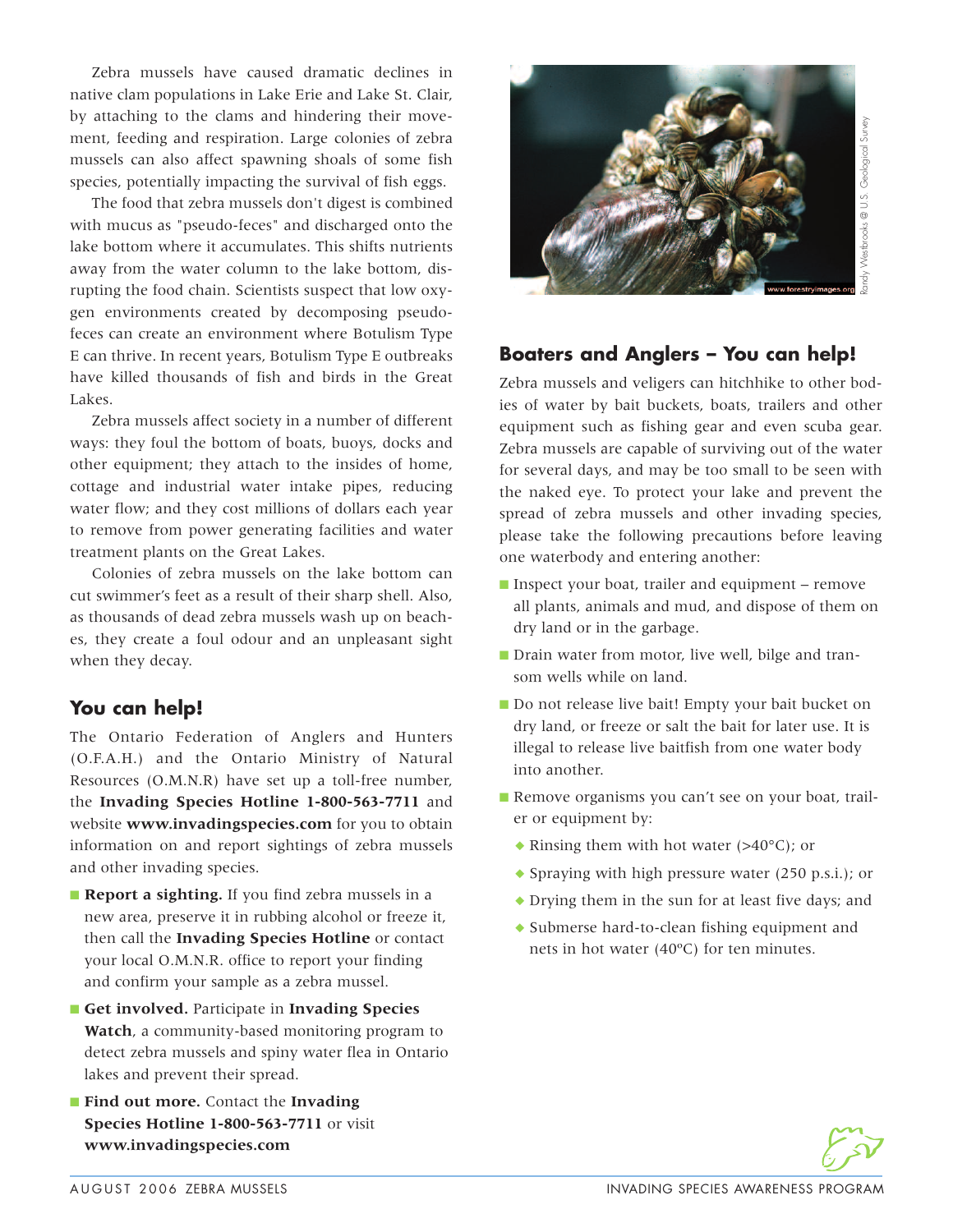Zebra mussels have caused dramatic declines in native clam populations in Lake Erie and Lake St. Clair, by attaching to the clams and hindering their movement, feeding and respiration. Large colonies of zebra mussels can also affect spawning shoals of some fish species, potentially impacting the survival of fish eggs.

The food that zebra mussels don't digest is combined with mucus as "pseudo-feces" and discharged onto the lake bottom where it accumulates. This shifts nutrients away from the water column to the lake bottom, disrupting the food chain. Scientists suspect that low oxygen environments created by decomposing pseudo-feces can create an environment where Botulism Type E can thrive. In recent years, Botulism Type E outbreaks have killed thousands of fish and birds in the Great Lakes.

Zebra mussels affect society in a number of different ways: they foul the bottom of boats, buoys, docks and other equipment; they attach to the insides of home, cottage and industrial water intake pipes, reducing water flow; and they cost millions of dollars each year to remove from power generating facilities and water treatment plants on the Great Lakes.

Colonies of zebra mussels on the lake bottom can cut swimmer's feet as a result of their sharp shell. Also, as thousands of dead zebra mussels wash up on beaches, they create a foul odour and an unpleasant sight when they decay.

## You can help!

The Ontario Federation of Anglers and Hunters (O.F.A.H.) and the Ontario Ministry of Natural Resources (O.M.N.R) have set up a toll-free number, the **Invading Species Hotline 1-800-563-7711** and website **www.invadingspecies.com** for you to obtain information on and report sightings of zebra mussels and other invading species.

- **Report a sighting.** If you find zebra mussels in a new area, preserve it in rubbing alcohol or freeze it, then call the **Invading Species Hotline** or contact your local O.M.N.R. office to report your finding and confirm your sample as a zebra mussel.
- **Get involved.** Participate in **Invading Species Watch**, a community-based monitoring program to detect zebra mussels and spiny water flea in Ontario lakes and prevent their spread.
- **Find out more.** Contact the **Invading Species Hotline 1-800-563-7711** or visit **www.invadingspecies.com**

Randy Westbrooks @ U.S. Geological Survey

www.forestryimages.org

## Boaters and Anglers – You can help!

Zebra mussels and veligers can hitchhike to other bodies of water by bait buckets, boats, trailers and other equipment such as fishing gear and even scuba gear. Zebra mussels are capable of surviving out of the water for several days, and may be too small to be seen with the naked eye. To protect your lake and prevent the spread of zebra mussels and other invading species, please take the following precautions before leaving one waterbody and entering another:

- Inspect your boat, trailer and equipment – remove all plants, animals and mud, and dispose of them on dry land or in the garbage.
- Drain water from motor, live well, bilge and transom wells while on land.
- Do not release live bait! Empty your bait bucket on dry land, or freeze or salt the bait for later use. It is illegal to release live baitfish from one water body into another.
- Remove organisms you can't see on your boat, trailer or equipment by:
  - Rinsing them with hot water (>40°C); or
  - Spraying with high pressure water (250 p.s.i.); or
  - Drying them in the sun for at least five days; and
  - Submerse hard-to-clean fishing equipment and nets in hot water (40ºC) for ten minutes.